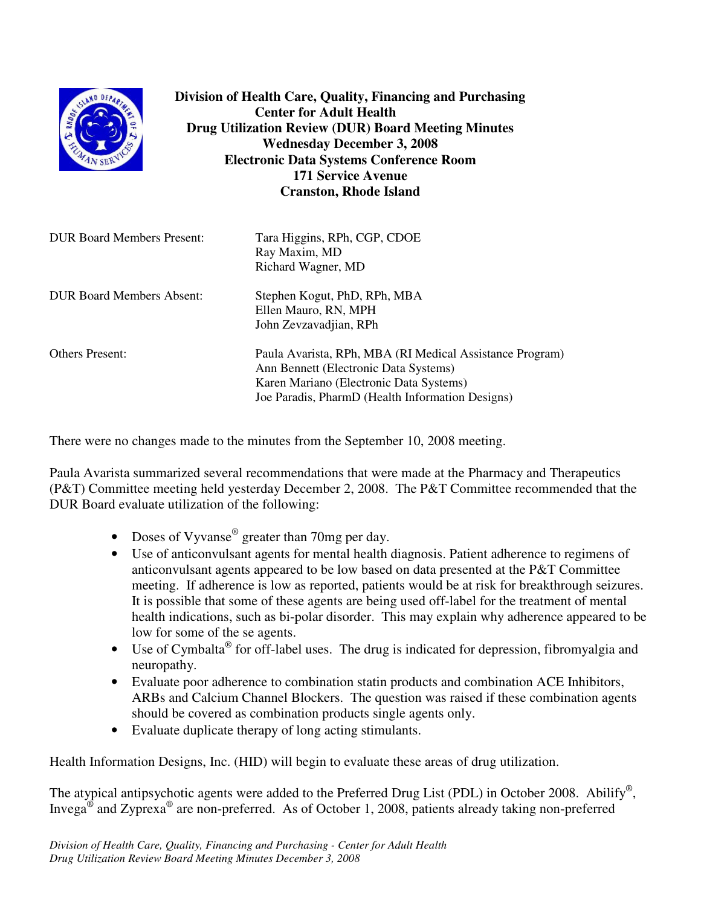# Division of Health Care, Quality, Financing and Purchasing
## Center for Adult Health
## Drug Utilization Review (DUR) Board Meeting Minutes
**Wednesday December 3, 2008**
**Electronic Data Systems Conference Room**
**171 Service Avenue**
**Cranston, Rhode Island**

| | |
|---|---|
| DUR Board Members Present: | Tara Higgins, RPh, CGP, CDOE<br>Ray Maxim, MD<br>Richard Wagner, MD |
| DUR Board Members Absent: | Stephen Kogut, PhD, RPh, MBA<br>Ellen Mauro, RN, MPH<br>John Zevzavadjian, RPh |
| Others Present: | Paula Avarista, RPh, MBA (RI Medical Assistance Program)<br>Ann Bennett (Electronic Data Systems)<br>Karen Mariano (Electronic Data Systems)<br>Joe Paradis, PharmD (Health Information Designs) |

There were no changes made to the minutes from the September 10, 2008 meeting.

Paula Avarista summarized several recommendations that were made at the Pharmacy and Therapeutics (P&T) Committee meeting held yesterday December 2, 2008. The P&T Committee recommended that the DUR Board evaluate utilization of the following:

- Doses of Vyvanse® greater than 70mg per day.
- Use of anticonvulsant agents for mental health diagnosis. Patient adherence to regimens of anticonvulsant agents appeared to be low based on data presented at the P&T Committee meeting. If adherence is low as reported, patients would be at risk for breakthrough seizures. It is possible that some of these agents are being used off-label for the treatment of mental health indications, such as bi-polar disorder. This may explain why adherence appeared to be low for some of the se agents.
- Use of Cymbalta® for off-label uses. The drug is indicated for depression, fibromyalgia and neuropathy.
- Evaluate poor adherence to combination statin products and combination ACE Inhibitors, ARBs and Calcium Channel Blockers. The question was raised if these combination agents should be covered as combination products single agents only.
- Evaluate duplicate therapy of long acting stimulants.

Health Information Designs, Inc. (HID) will begin to evaluate these areas of drug utilization.

The atypical antipsychotic agents were added to the Preferred Drug List (PDL) in October 2008. Abilify®, Invega® and Zyprexa® are non-preferred. As of October 1, 2008, patients already taking non-preferred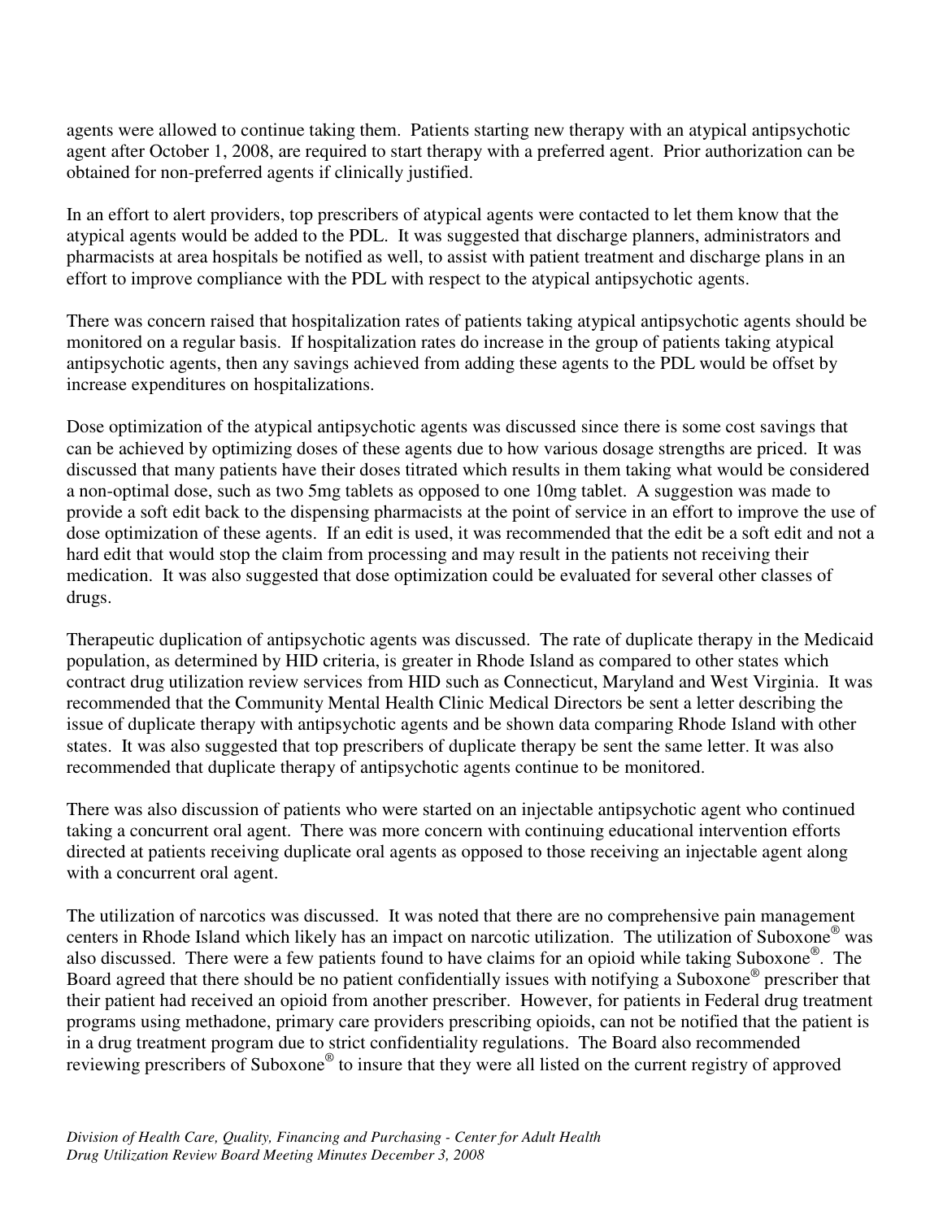agents were allowed to continue taking them. Patients starting new therapy with an atypical antipsychotic agent after October 1, 2008, are required to start therapy with a preferred agent. Prior authorization can be obtained for non-preferred agents if clinically justified.

In an effort to alert providers, top prescribers of atypical agents were contacted to let them know that the atypical agents would be added to the PDL. It was suggested that discharge planners, administrators and pharmacists at area hospitals be notified as well, to assist with patient treatment and discharge plans in an effort to improve compliance with the PDL with respect to the atypical antipsychotic agents.

There was concern raised that hospitalization rates of patients taking atypical antipsychotic agents should be monitored on a regular basis. If hospitalization rates do increase in the group of patients taking atypical antipsychotic agents, then any savings achieved from adding these agents to the PDL would be offset by increase expenditures on hospitalizations.

Dose optimization of the atypical antipsychotic agents was discussed since there is some cost savings that can be achieved by optimizing doses of these agents due to how various dosage strengths are priced. It was discussed that many patients have their doses titrated which results in them taking what would be considered a non-optimal dose, such as two 5mg tablets as opposed to one 10mg tablet. A suggestion was made to provide a soft edit back to the dispensing pharmacists at the point of service in an effort to improve the use of dose optimization of these agents. If an edit is used, it was recommended that the edit be a soft edit and not a hard edit that would stop the claim from processing and may result in the patients not receiving their medication. It was also suggested that dose optimization could be evaluated for several other classes of drugs.

Therapeutic duplication of antipsychotic agents was discussed. The rate of duplicate therapy in the Medicaid population, as determined by HID criteria, is greater in Rhode Island as compared to other states which contract drug utilization review services from HID such as Connecticut, Maryland and West Virginia. It was recommended that the Community Mental Health Clinic Medical Directors be sent a letter describing the issue of duplicate therapy with antipsychotic agents and be shown data comparing Rhode Island with other states. It was also suggested that top prescribers of duplicate therapy be sent the same letter. It was also recommended that duplicate therapy of antipsychotic agents continue to be monitored.

There was also discussion of patients who were started on an injectable antipsychotic agent who continued taking a concurrent oral agent. There was more concern with continuing educational intervention efforts directed at patients receiving duplicate oral agents as opposed to those receiving an injectable agent along with a concurrent oral agent.

The utilization of narcotics was discussed. It was noted that there are no comprehensive pain management centers in Rhode Island which likely has an impact on narcotic utilization. The utilization of Suboxone® was also discussed. There were a few patients found to have claims for an opioid while taking Suboxone®. The Board agreed that there should be no patient confidentially issues with notifying a Suboxone® prescriber that their patient had received an opioid from another prescriber. However, for patients in Federal drug treatment programs using methadone, primary care providers prescribing opioids, can not be notified that the patient is in a drug treatment program due to strict confidentiality regulations. The Board also recommended reviewing prescribers of Suboxone® to insure that they were all listed on the current registry of approved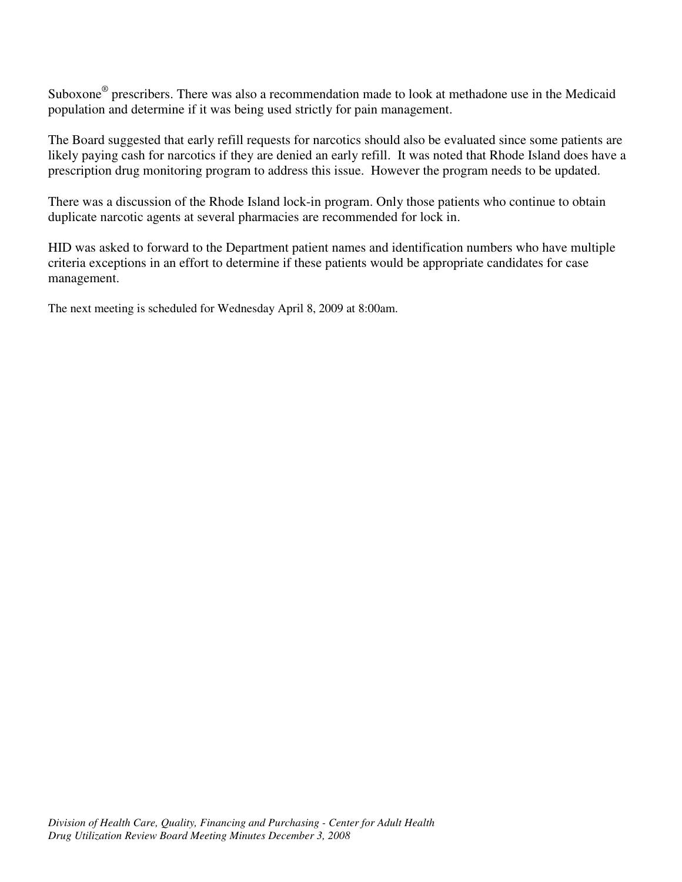Suboxone® prescribers. There was also a recommendation made to look at methadone use in the Medicaid population and determine if it was being used strictly for pain management.

The Board suggested that early refill requests for narcotics should also be evaluated since some patients are likely paying cash for narcotics if they are denied an early refill. It was noted that Rhode Island does have a prescription drug monitoring program to address this issue. However the program needs to be updated.

There was a discussion of the Rhode Island lock-in program. Only those patients who continue to obtain duplicate narcotic agents at several pharmacies are recommended for lock in.

HID was asked to forward to the Department patient names and identification numbers who have multiple criteria exceptions in an effort to determine if these patients would be appropriate candidates for case management.

The next meeting is scheduled for Wednesday April 8, 2009 at 8:00am.